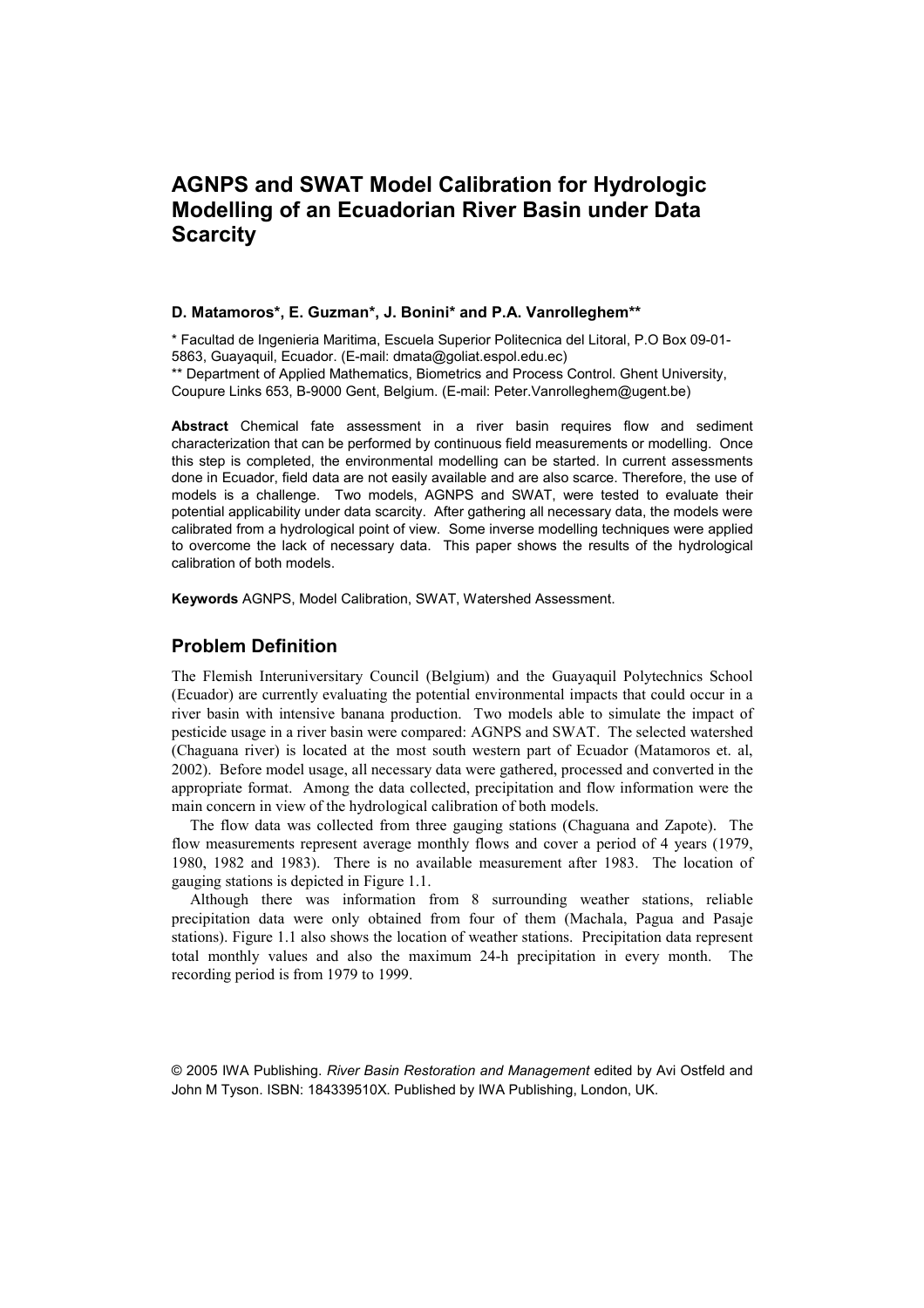# AGNPS and SWAT Model Calibration for Hydrologic Modelling of an Ecuadorian River Basin under Data Scarcity

**D. Matamoros\*, E. Guzman\*, J. Bonini\* and P.A. Vanrolleghem\*\***

\* Facultad de Ingenieria Maritima, Escuela Superior Politecnica del Litoral, P.O Box 09-01-5863, Guayaquil, Ecuador. (E-mail: dmata@goliat.espol.edu.ec)
\*\* Department of Applied Mathematics, Biometrics and Process Control. Ghent University, Coupure Links 653, B-9000 Gent, Belgium. (E-mail: Peter.Vanrolleghem@ugent.be)

**Abstract** Chemical fate assessment in a river basin requires flow and sediment characterization that can be performed by continuous field measurements or modelling. Once this step is completed, the environmental modelling can be started. In current assessments done in Ecuador, field data are not easily available and are also scarce. Therefore, the use of models is a challenge. Two models, AGNPS and SWAT, were tested to evaluate their potential applicability under data scarcity. After gathering all necessary data, the models were calibrated from a hydrological point of view. Some inverse modelling techniques were applied to overcome the lack of necessary data. This paper shows the results of the hydrological calibration of both models.

**Keywords** AGNPS, Model Calibration, SWAT, Watershed Assessment.

## Problem Definition

The Flemish Interuniversitary Council (Belgium) and the Guayaquil Polytechnics School (Ecuador) are currently evaluating the potential environmental impacts that could occur in a river basin with intensive banana production. Two models able to simulate the impact of pesticide usage in a river basin were compared: AGNPS and SWAT. The selected watershed (Chaguana river) is located at the most south western part of Ecuador (Matamoros et. al, 2002). Before model usage, all necessary data were gathered, processed and converted in the appropriate format. Among the data collected, precipitation and flow information were the main concern in view of the hydrological calibration of both models.

The flow data was collected from three gauging stations (Chaguana and Zapote). The flow measurements represent average monthly flows and cover a period of 4 years (1979, 1980, 1982 and 1983). There is no available measurement after 1983. The location of gauging stations is depicted in Figure 1.1.

Although there was information from 8 surrounding weather stations, reliable precipitation data were only obtained from four of them (Machala, Pagua and Pasaje stations). Figure 1.1 also shows the location of weather stations. Precipitation data represent total monthly values and also the maximum 24-h precipitation in every month. The recording period is from 1979 to 1999.

© 2005 IWA Publishing. *River Basin Restoration and Management* edited by Avi Ostfeld and John M Tyson. ISBN: 184339510X. Published by IWA Publishing, London, UK.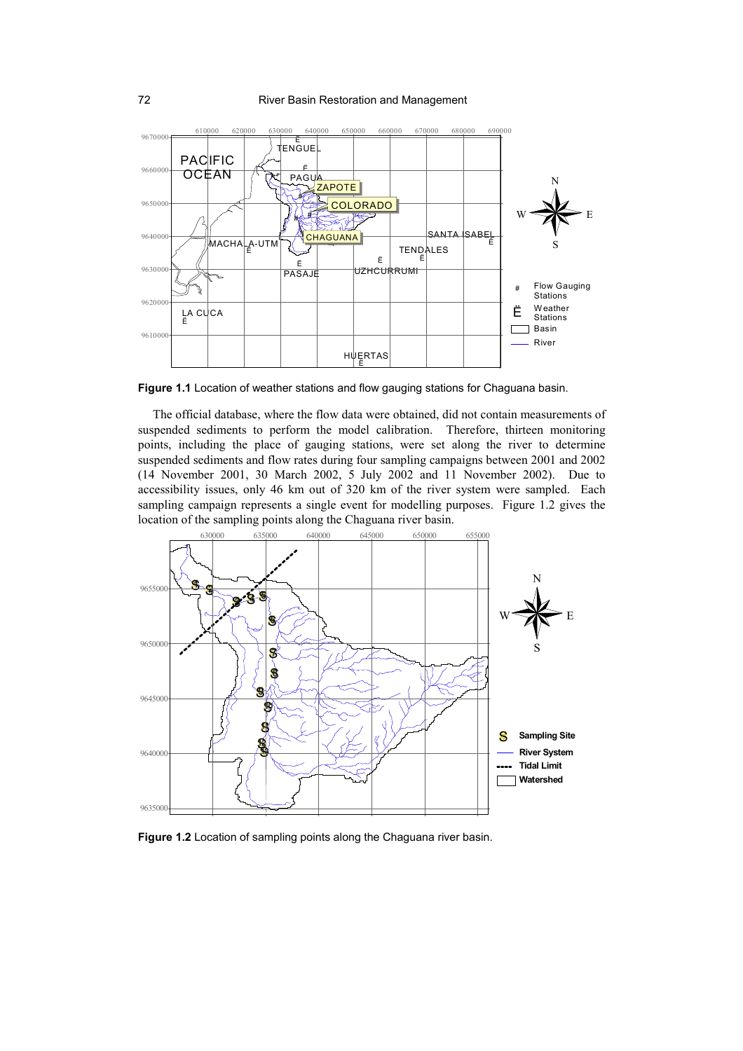**Figure 1.1** Location of weather stations and flow gauging stations for Chaguana basin.

The official database, where the flow data were obtained, did not contain measurements of suspended sediments to perform the model calibration. Therefore, thirteen monitoring points, including the place of gauging stations, were set along the river to determine suspended sediments and flow rates during four sampling campaigns between 2001 and 2002 (14 November 2001, 30 March 2002, 5 July 2002 and 11 November 2002). Due to accessibility issues, only 46 km out of 320 km of the river system were sampled. Each sampling campaign represents a single event for modelling purposes. Figure 1.2 gives the location of the sampling points along the Chaguana river basin.

**Figure 1.2** Location of sampling points along the Chaguana river basin.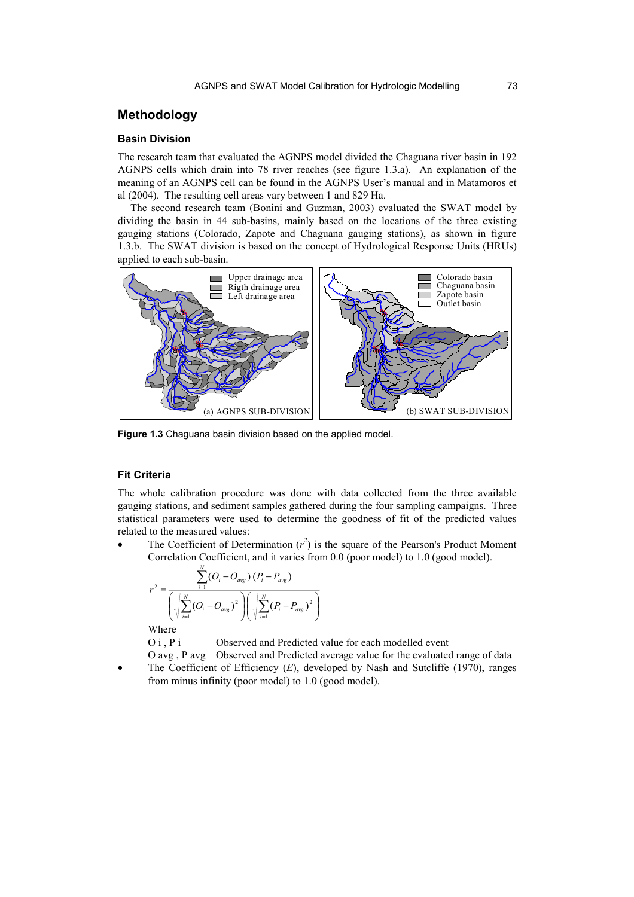## Methodology

### Basin Division

The research team that evaluated the AGNPS model divided the Chaguana river basin in 192 AGNPS cells which drain into 78 river reaches (see figure 1.3.a). An explanation of the meaning of an AGNPS cell can be found in the AGNPS User's manual and in Matamoros et al (2004). The resulting cell areas vary between 1 and 829 Ha.

The second research team (Bonini and Guzman, 2003) evaluated the SWAT model by dividing the basin in 44 sub-basins, mainly based on the locations of the three existing gauging stations (Colorado, Zapote and Chaguana gauging stations), as shown in figure 1.3.b. The SWAT division is based on the concept of Hydrological Response Units (HRUs) applied to each sub-basin.

**Figure 1.3** Chaguana basin division based on the applied model.

### Fit Criteria

The whole calibration procedure was done with data collected from the three available gauging stations, and sediment samples gathered during the four sampling campaigns. Three statistical parameters were used to determine the goodness of fit of the predicted values related to the measured values:

- The Coefficient of Determination ($r^2$) is the square of the Pearson's Product Moment Correlation Coefficient, and it varies from 0.0 (poor model) to 1.0 (good model).

$$r^2 = \frac{\sum_{i=1}^{N}(O_i - O_{avg})(P_i - P_{avg})}{\left(\sqrt{\sum_{i=1}^{N}(O_i - O_{avg})^2}\right)\left(\sqrt{\sum_{i=1}^{N}(P_i - P_{avg})^2}\right)}$$

  Where

  $O_i$ , $P_i$ Observed and Predicted value for each modelled event

  $O_{avg}$ , $P_{avg}$ Observed and Predicted average value for the evaluated range of data

- The Coefficient of Efficiency (*E*), developed by Nash and Sutcliffe (1970), ranges from minus infinity (poor model) to 1.0 (good model).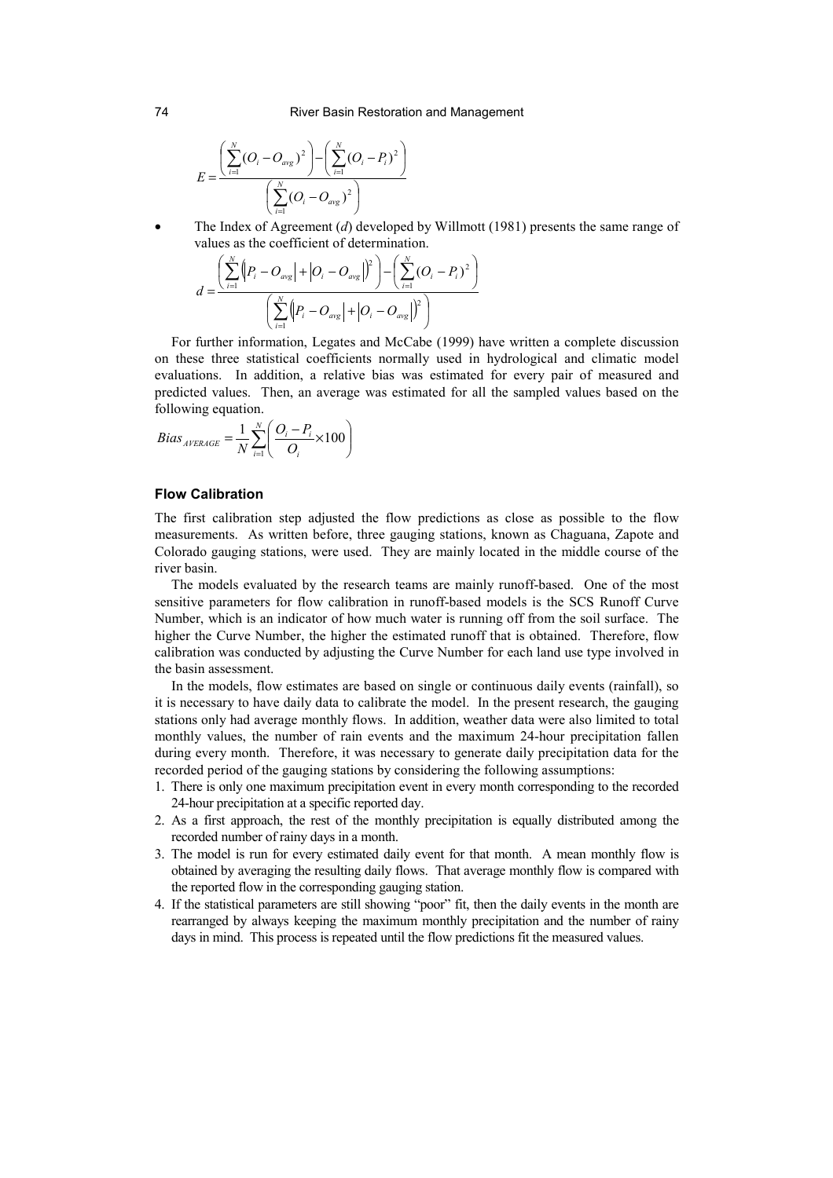$$E = \frac{\left( \sum_{i=1}^{N} (O_i - O_{avg})^2 \right) - \left( \sum_{i=1}^{N} (O_i - P_i)^2 \right)}{\left( \sum_{i=1}^{N} (O_i - O_{avg})^2 \right)}$$

- The Index of Agreement ($d$) developed by Willmott (1981) presents the same range of values as the coefficient of determination.

$$d = \frac{\left( \sum_{i=1}^{N} \left( \left| P_i - O_{avg} \right| + \left| O_i - O_{avg} \right| \right)^2 \right) - \left( \sum_{i=1}^{N} (O_i - P_i)^2 \right)}{\left( \sum_{i=1}^{N} \left( \left| P_i - O_{avg} \right| + \left| O_i - O_{avg} \right| \right)^2 \right)}$$

For further information, Legates and McCabe (1999) have written a complete discussion on these three statistical coefficients normally used in hydrological and climatic model evaluations. In addition, a relative bias was estimated for every pair of measured and predicted values. Then, an average was estimated for all the sampled values based on the following equation.

$$Bias_{AVERAGE} = \frac{1}{N} \sum_{i=1}^{N} \left( \frac{O_i - P_i}{O_i} \times 100 \right)$$

### Flow Calibration

The first calibration step adjusted the flow predictions as close as possible to the flow measurements. As written before, three gauging stations, known as Chaguana, Zapote and Colorado gauging stations, were used. They are mainly located in the middle course of the river basin.

The models evaluated by the research teams are mainly runoff-based. One of the most sensitive parameters for flow calibration in runoff-based models is the SCS Runoff Curve Number, which is an indicator of how much water is running off from the soil surface. The higher the Curve Number, the higher the estimated runoff that is obtained. Therefore, flow calibration was conducted by adjusting the Curve Number for each land use type involved in the basin assessment.

In the models, flow estimates are based on single or continuous daily events (rainfall), so it is necessary to have daily data to calibrate the model. In the present research, the gauging stations only had average monthly flows. In addition, weather data were also limited to total monthly values, the number of rain events and the maximum 24-hour precipitation fallen during every month. Therefore, it was necessary to generate daily precipitation data for the recorded period of the gauging stations by considering the following assumptions:

1. There is only one maximum precipitation event in every month corresponding to the recorded 24-hour precipitation at a specific reported day.
2. As a first approach, the rest of the monthly precipitation is equally distributed among the recorded number of rainy days in a month.
3. The model is run for every estimated daily event for that month. A mean monthly flow is obtained by averaging the resulting daily flows. That average monthly flow is compared with the reported flow in the corresponding gauging station.
4. If the statistical parameters are still showing "poor" fit, then the daily events in the month are rearranged by always keeping the maximum monthly precipitation and the number of rainy days in mind. This process is repeated until the flow predictions fit the measured values.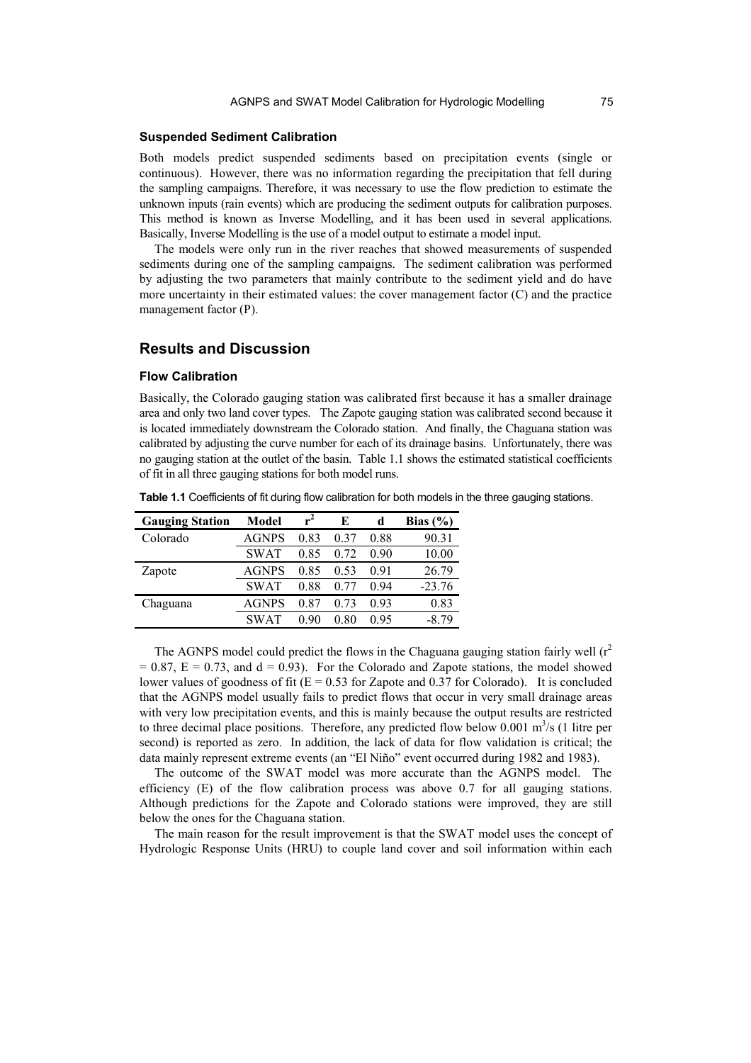### Suspended Sediment Calibration

Both models predict suspended sediments based on precipitation events (single or continuous). However, there was no information regarding the precipitation that fell during the sampling campaigns. Therefore, it was necessary to use the flow prediction to estimate the unknown inputs (rain events) which are producing the sediment outputs for calibration purposes. This method is known as Inverse Modelling, and it has been used in several applications. Basically, Inverse Modelling is the use of a model output to estimate a model input.

The models were only run in the river reaches that showed measurements of suspended sediments during one of the sampling campaigns. The sediment calibration was performed by adjusting the two parameters that mainly contribute to the sediment yield and do have more uncertainty in their estimated values: the cover management factor (C) and the practice management factor (P).

## Results and Discussion

### Flow Calibration

Basically, the Colorado gauging station was calibrated first because it has a smaller drainage area and only two land cover types. The Zapote gauging station was calibrated second because it is located immediately downstream the Colorado station. And finally, the Chaguana station was calibrated by adjusting the curve number for each of its drainage basins. Unfortunately, there was no gauging station at the outlet of the basin. Table 1.1 shows the estimated statistical coefficients of fit in all three gauging stations for both model runs.

**Table 1.1** Coefficients of fit during flow calibration for both models in the three gauging stations.

| Gauging Station | Model | $r^2$ | E | d | Bias (%) |
|---|---|---|---|---|---|
| Colorado | AGNPS | 0.83 | 0.37 | 0.88 | 90.31 |
| | SWAT | 0.85 | 0.72 | 0.90 | 10.00 |
| Zapote | AGNPS | 0.85 | 0.53 | 0.91 | 26.79 |
| | SWAT | 0.88 | 0.77 | 0.94 | -23.76 |
| Chaguana | AGNPS | 0.87 | 0.73 | 0.93 | 0.83 |
| | SWAT | 0.90 | 0.80 | 0.95 | -8.79 |

The AGNPS model could predict the flows in the Chaguana gauging station fairly well ($r^2 = 0.87$, $E = 0.73$, and $d = 0.93$). For the Colorado and Zapote stations, the model showed lower values of goodness of fit ($E = 0.53$ for Zapote and 0.37 for Colorado). It is concluded that the AGNPS model usually fails to predict flows that occur in very small drainage areas with very low precipitation events, and this is mainly because the output results are restricted to three decimal place positions. Therefore, any predicted flow below 0.001 $m^3/s$ (1 litre per second) is reported as zero. In addition, the lack of data for flow validation is critical; the data mainly represent extreme events (an "El Niño" event occurred during 1982 and 1983).

The outcome of the SWAT model was more accurate than the AGNPS model. The efficiency (E) of the flow calibration process was above 0.7 for all gauging stations. Although predictions for the Zapote and Colorado stations were improved, they are still below the ones for the Chaguana station.

The main reason for the result improvement is that the SWAT model uses the concept of Hydrologic Response Units (HRU) to couple land cover and soil information within each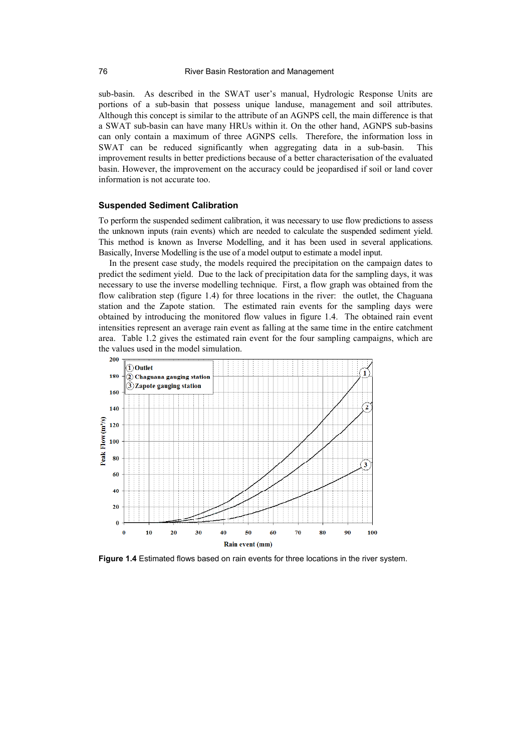sub-basin. As described in the SWAT user's manual, Hydrologic Response Units are portions of a sub-basin that possess unique landuse, management and soil attributes. Although this concept is similar to the attribute of an AGNPS cell, the main difference is that a SWAT sub-basin can have many HRUs within it. On the other hand, AGNPS sub-basins can only contain a maximum of three AGNPS cells. Therefore, the information loss in SWAT can be reduced significantly when aggregating data in a sub-basin. This improvement results in better predictions because of a better characterisation of the evaluated basin. However, the improvement on the accuracy could be jeopardised if soil or land cover information is not accurate too.

### Suspended Sediment Calibration

To perform the suspended sediment calibration, it was necessary to use flow predictions to assess the unknown inputs (rain events) which are needed to calculate the suspended sediment yield. This method is known as Inverse Modelling, and it has been used in several applications. Basically, Inverse Modelling is the use of a model output to estimate a model input.

In the present case study, the models required the precipitation on the campaign dates to predict the sediment yield. Due to the lack of precipitation data for the sampling days, it was necessary to use the inverse modelling technique. First, a flow graph was obtained from the flow calibration step (figure 1.4) for three locations in the river: the outlet, the Chaguana station and the Zapote station. The estimated rain events for the sampling days were obtained by introducing the monitored flow values in figure 1.4. The obtained rain event intensities represent an average rain event as falling at the same time in the entire catchment area. Table 1.2 gives the estimated rain event for the four sampling campaigns, which are the values used in the model simulation.

**Figure 1.4** Estimated flows based on rain events for three locations in the river system.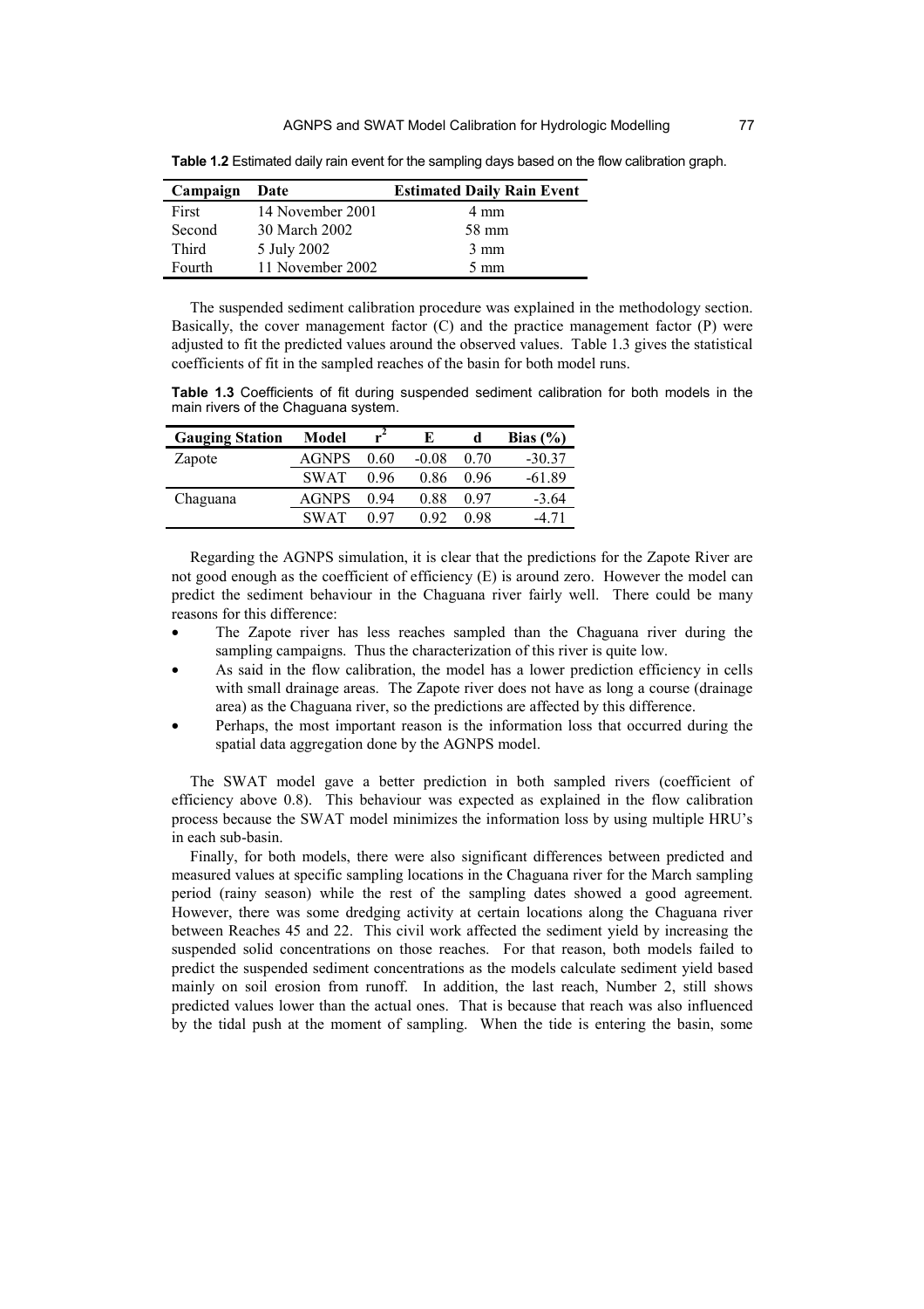**Table 1.2** Estimated daily rain event for the sampling days based on the flow calibration graph.

| Campaign | Date | Estimated Daily Rain Event |
|---|---|---|
| First | 14 November 2001 | 4 mm |
| Second | 30 March 2002 | 58 mm |
| Third | 5 July 2002 | 3 mm |
| Fourth | 11 November 2002 | 5 mm |

The suspended sediment calibration procedure was explained in the methodology section. Basically, the cover management factor (C) and the practice management factor (P) were adjusted to fit the predicted values around the observed values. Table 1.3 gives the statistical coefficients of fit in the sampled reaches of the basin for both model runs.

**Table 1.3** Coefficients of fit during suspended sediment calibration for both models in the main rivers of the Chaguana system.

| Gauging Station | Model | $r^2$ | E | d | Bias (%) |
|---|---|---|---|---|---|
| Zapote | AGNPS | 0.60 | -0.08 | 0.70 | -30.37 |
| | SWAT | 0.96 | 0.86 | 0.96 | -61.89 |
| Chaguana | AGNPS | 0.94 | 0.88 | 0.97 | -3.64 |
| | SWAT | 0.97 | 0.92 | 0.98 | -4.71 |

Regarding the AGNPS simulation, it is clear that the predictions for the Zapote River are not good enough as the coefficient of efficiency (E) is around zero. However the model can predict the sediment behaviour in the Chaguana river fairly well. There could be many reasons for this difference:

- The Zapote river has less reaches sampled than the Chaguana river during the sampling campaigns. Thus the characterization of this river is quite low.
- As said in the flow calibration, the model has a lower prediction efficiency in cells with small drainage areas. The Zapote river does not have as long a course (drainage area) as the Chaguana river, so the predictions are affected by this difference.
- Perhaps, the most important reason is the information loss that occurred during the spatial data aggregation done by the AGNPS model.

The SWAT model gave a better prediction in both sampled rivers (coefficient of efficiency above 0.8). This behaviour was expected as explained in the flow calibration process because the SWAT model minimizes the information loss by using multiple HRU's in each sub-basin.

Finally, for both models, there were also significant differences between predicted and measured values at specific sampling locations in the Chaguana river for the March sampling period (rainy season) while the rest of the sampling dates showed a good agreement. However, there was some dredging activity at certain locations along the Chaguana river between Reaches 45 and 22. This civil work affected the sediment yield by increasing the suspended solid concentrations on those reaches. For that reason, both models failed to predict the suspended sediment concentrations as the models calculate sediment yield based mainly on soil erosion from runoff. In addition, the last reach, Number 2, still shows predicted values lower than the actual ones. That is because that reach was also influenced by the tidal push at the moment of sampling. When the tide is entering the basin, some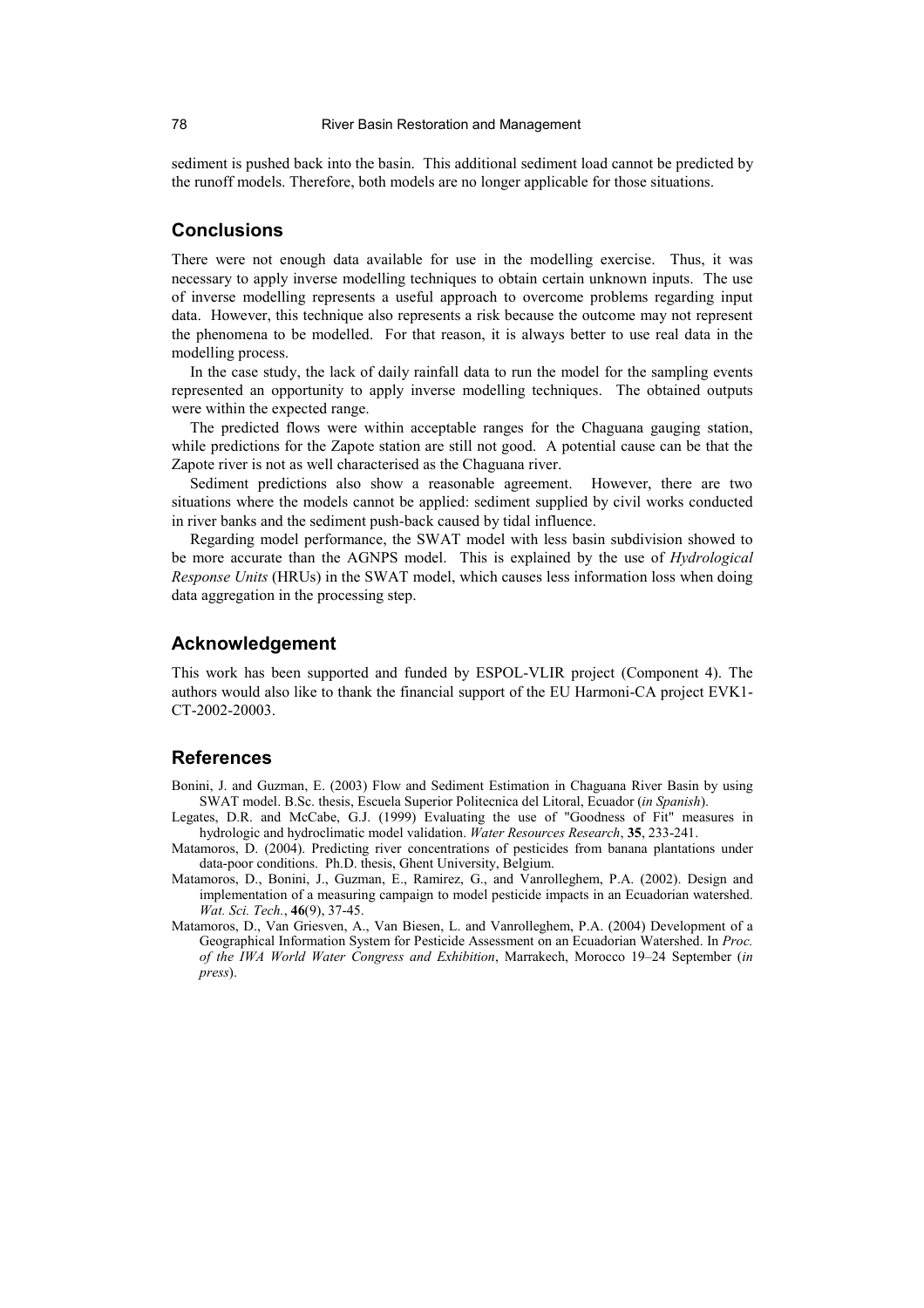sediment is pushed back into the basin. This additional sediment load cannot be predicted by the runoff models. Therefore, both models are no longer applicable for those situations.

## Conclusions

There were not enough data available for use in the modelling exercise. Thus, it was necessary to apply inverse modelling techniques to obtain certain unknown inputs. The use of inverse modelling represents a useful approach to overcome problems regarding input data. However, this technique also represents a risk because the outcome may not represent the phenomena to be modelled. For that reason, it is always better to use real data in the modelling process.

In the case study, the lack of daily rainfall data to run the model for the sampling events represented an opportunity to apply inverse modelling techniques. The obtained outputs were within the expected range.

The predicted flows were within acceptable ranges for the Chaguana gauging station, while predictions for the Zapote station are still not good. A potential cause can be that the Zapote river is not as well characterised as the Chaguana river.

Sediment predictions also show a reasonable agreement. However, there are two situations where the models cannot be applied: sediment supplied by civil works conducted in river banks and the sediment push-back caused by tidal influence.

Regarding model performance, the SWAT model with less basin subdivision showed to be more accurate than the AGNPS model. This is explained by the use of *Hydrological Response Units* (HRUs) in the SWAT model, which causes less information loss when doing data aggregation in the processing step.

## Acknowledgement

This work has been supported and funded by ESPOL-VLIR project (Component 4). The authors would also like to thank the financial support of the EU Harmoni-CA project EVK1-CT-2002-20003.

## References

Bonini, J. and Guzman, E. (2003) Flow and Sediment Estimation in Chaguana River Basin by using SWAT model. B.Sc. thesis, Escuela Superior Politecnica del Litoral, Ecuador (*in Spanish*).

Legates, D.R. and McCabe, G.J. (1999) Evaluating the use of "Goodness of Fit" measures in hydrologic and hydroclimatic model validation. *Water Resources Research*, **35**, 233-241.

Matamoros, D. (2004). Predicting river concentrations of pesticides from banana plantations under data-poor conditions. Ph.D. thesis, Ghent University, Belgium.

Matamoros, D., Bonini, J., Guzman, E., Ramirez, G., and Vanrolleghem, P.A. (2002). Design and implementation of a measuring campaign to model pesticide impacts in an Ecuadorian watershed. *Wat. Sci. Tech.*, **46**(9), 37-45.

Matamoros, D., Van Griesven, A., Van Biesen, L. and Vanrolleghem, P.A. (2004) Development of a Geographical Information System for Pesticide Assessment on an Ecuadorian Watershed. In *Proc. of the IWA World Water Congress and Exhibition*, Marrakech, Morocco 19–24 September (*in press*).